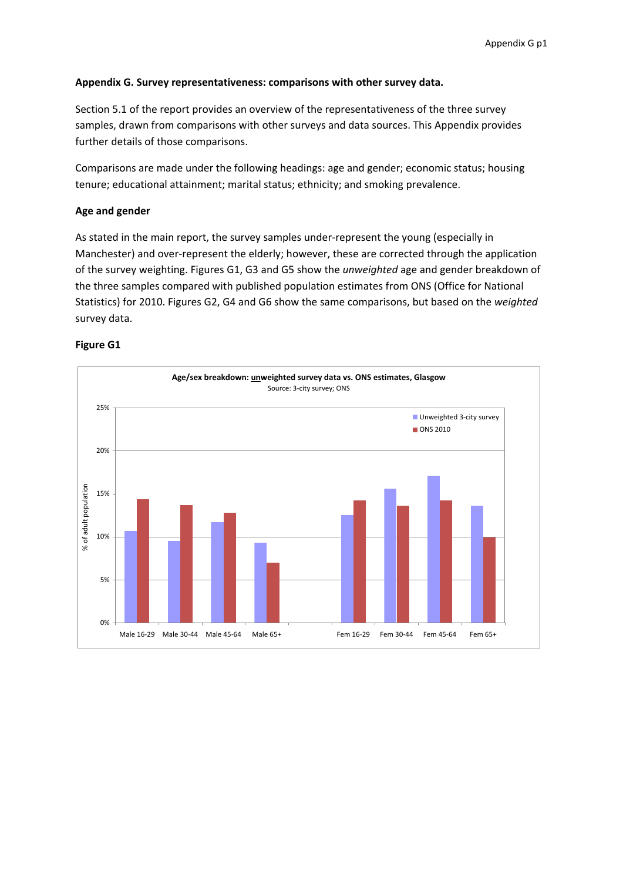## Appendix G. Survey representativeness: comparisons with other survey data.

Section 5.1 of the report provides an overview of the representativeness of the three survey samples, drawn from comparisons with other surveys and data sources. This Appendix provides further details of those comparisons.

Comparisons are made under the following headings: age and gender; economic status; housing tenure; educational attainment; marital status; ethnicity; and smoking prevalence.

### Age and gender

As stated in the main report, the survey samples under-represent the young (especially in Manchester) and over-represent the elderly; however, these are corrected through the application of the survey weighting. Figures G1, G3 and G5 show the *unweighted* age and gender breakdown of the three samples compared with published population estimates from ONS (Office for National Statistics) for 2010. Figures G2, G4 and G6 show the same comparisons, but based on the *weighted* survey data.

**Figure G1**

Age/sex breakdown: unweighted survey data vs. ONS estimates, Glasgow
Source: 3-city survey; ONS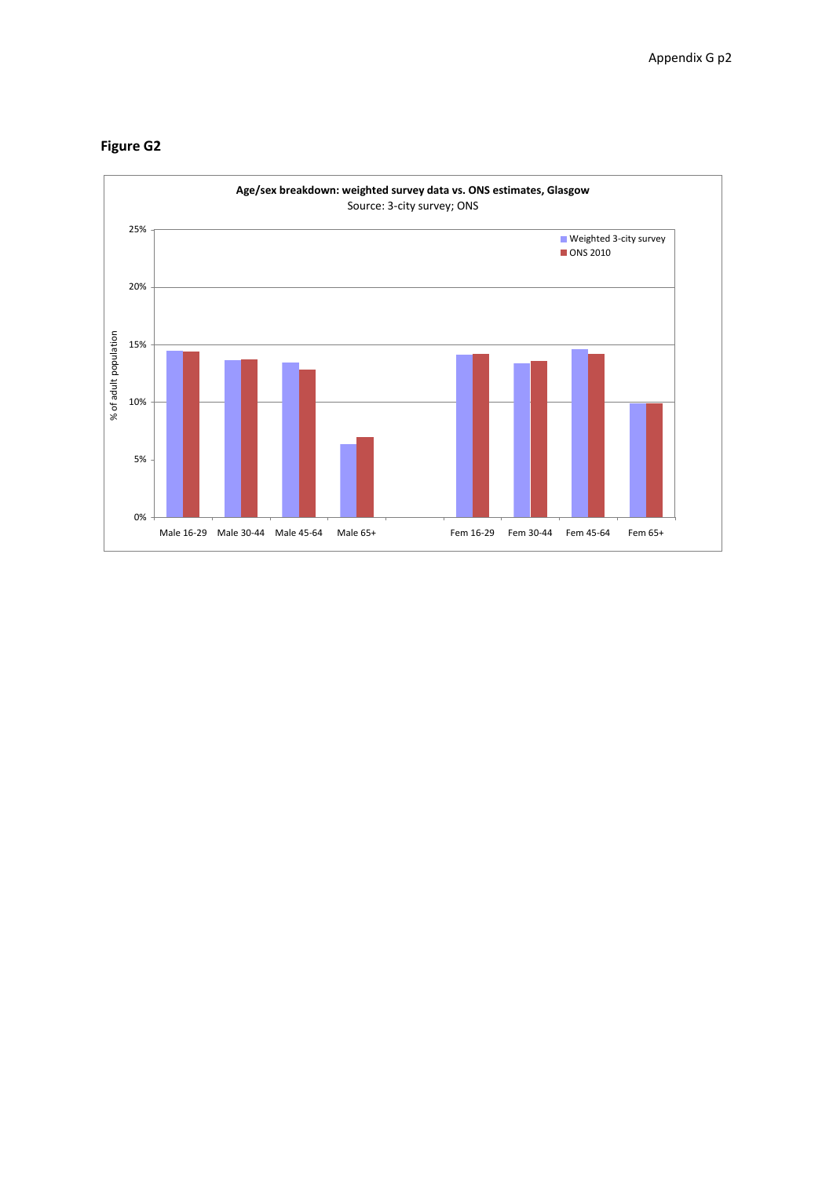## Figure G2

**Age/sex breakdown: weighted survey data vs. ONS estimates, Glasgow**

Source: 3-city survey; ONS

Legend: Weighted 3-city survey; ONS 2010

Y-axis: % of adult population (0%, 5%, 10%, 15%, 20%, 25%)

X-axis: Male 16-29, Male 30-44, Male 45-64, Male 65+, Fem 16-29, Fem 30-44, Fem 45-64, Fem 65+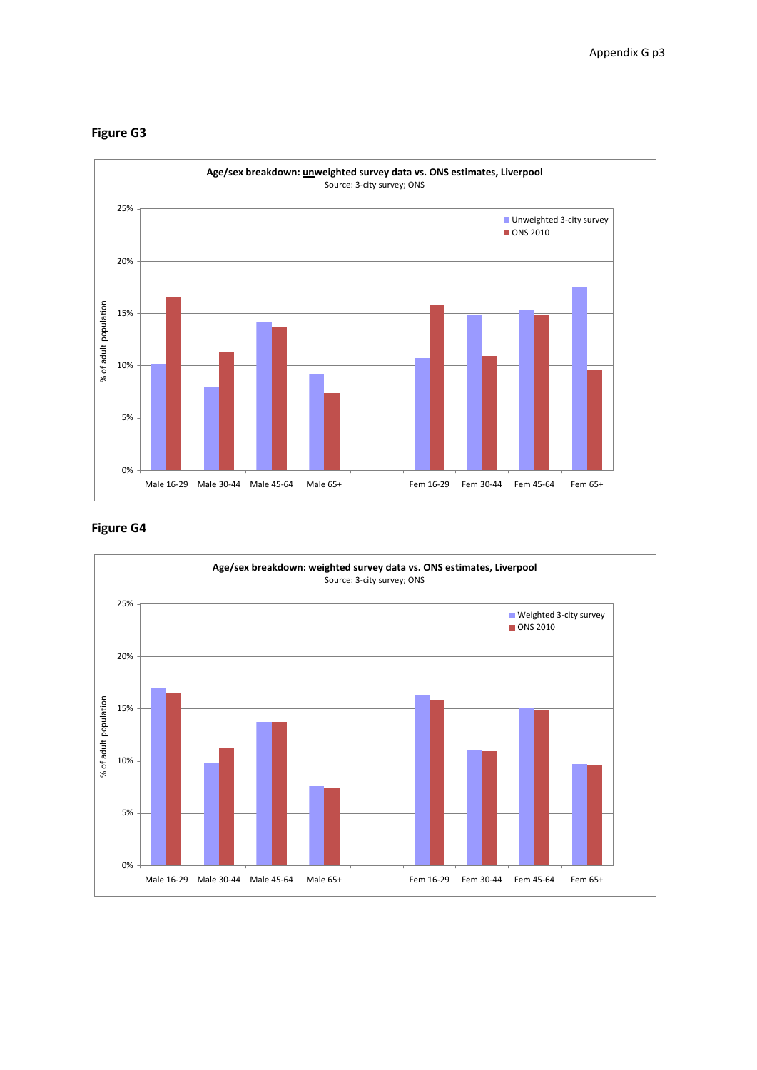## Figure G3

**Age/sex breakdown: <u>un</u>weighted survey data vs. ONS estimates, Liverpool**

Source: 3-city survey; ONS

## Figure G4

**Age/sex breakdown: weighted survey data vs. ONS estimates, Liverpool**

Source: 3-city survey; ONS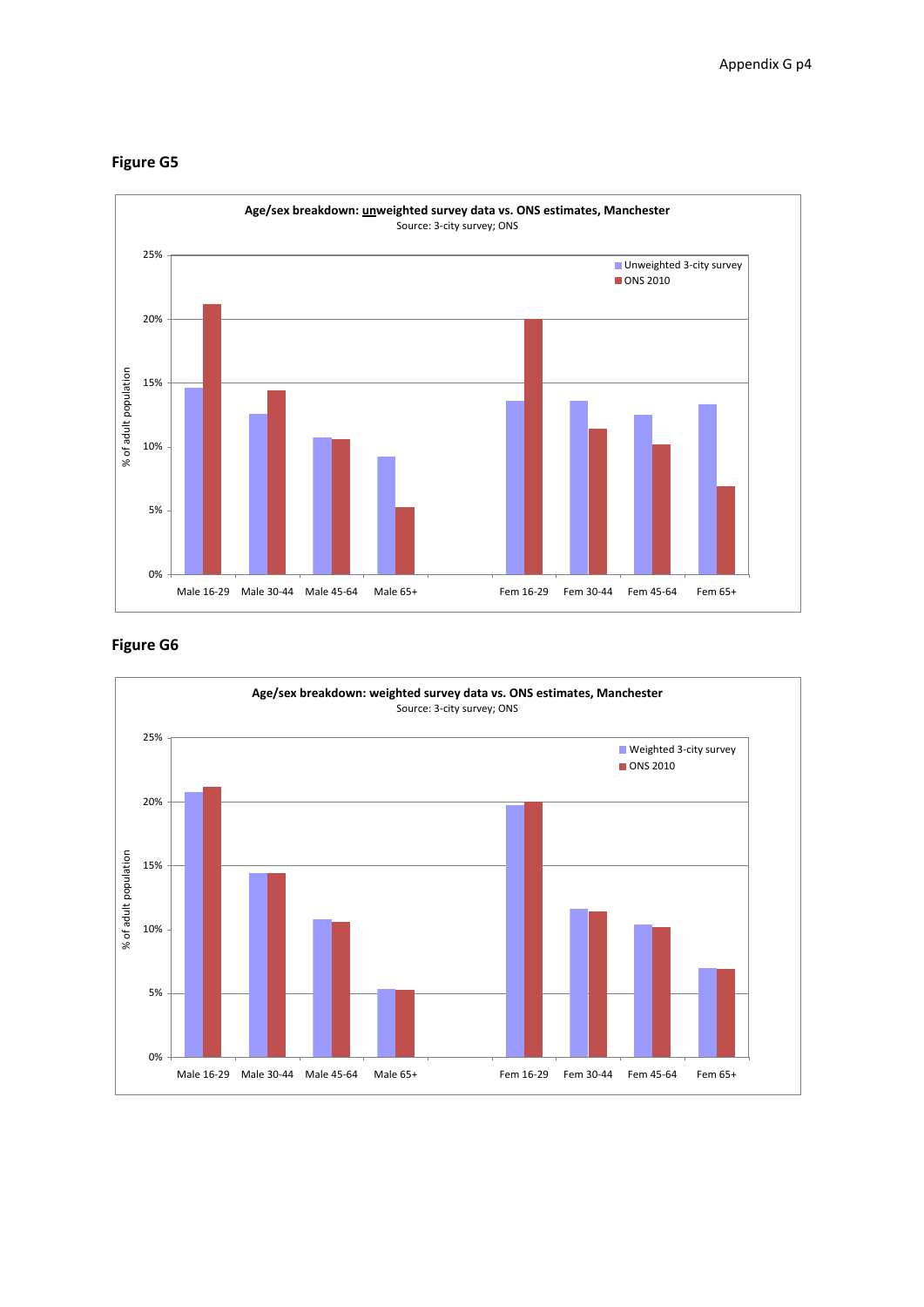**Figure G5**

**Age/sex breakdown: unweighted survey data vs. ONS estimates, Manchester**
Source: 3-city survey; ONS

**Figure G6**

**Age/sex breakdown: weighted survey data vs. ONS estimates, Manchester**
Source: 3-city survey; ONS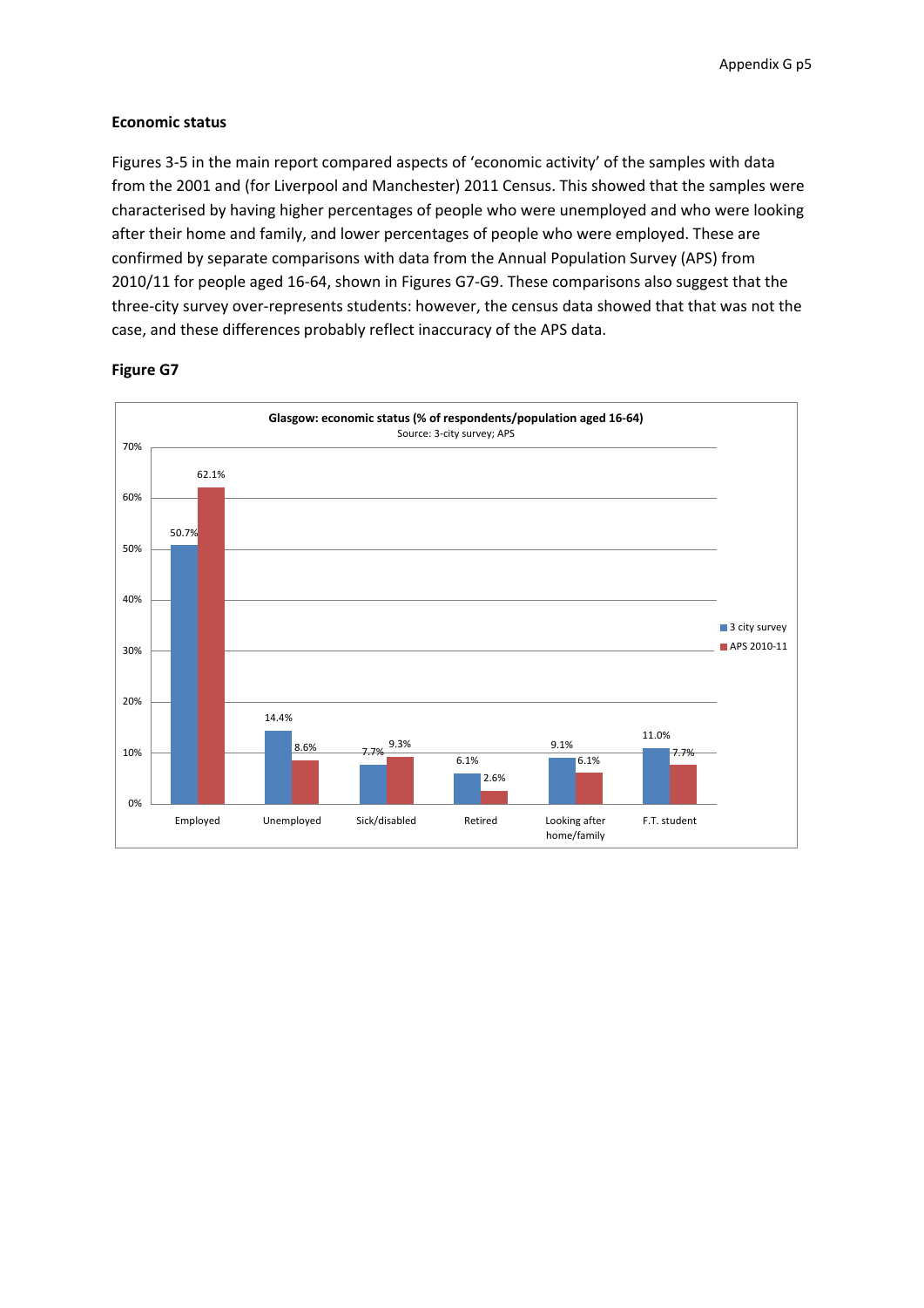## Economic status

Figures 3-5 in the main report compared aspects of 'economic activity' of the samples with data from the 2001 and (for Liverpool and Manchester) 2011 Census. This showed that the samples were characterised by having higher percentages of people who were unemployed and who were looking after their home and family, and lower percentages of people who were employed. These are confirmed by separate comparisons with data from the Annual Population Survey (APS) from 2010/11 for people aged 16-64, shown in Figures G7-G9. These comparisons also suggest that the three-city survey over-represents students: however, the census data showed that that was not the case, and these differences probably reflect inaccuracy of the APS data.

### Figure G7

**Glasgow: economic status (% of respondents/population aged 16-64)**
Source: 3-city survey; APS

| | 3 city survey | APS 2010-11 |
|---|---|---|
| Employed | 50.7% | 62.1% |
| Unemployed | 14.4% | 8.6% |
| Sick/disabled | 7.7% | 9.3% |
| Retired | 6.1% | 2.6% |
| Looking after home/family | 9.1% | 6.1% |
| F.T. student | 11.0% | 7.7% |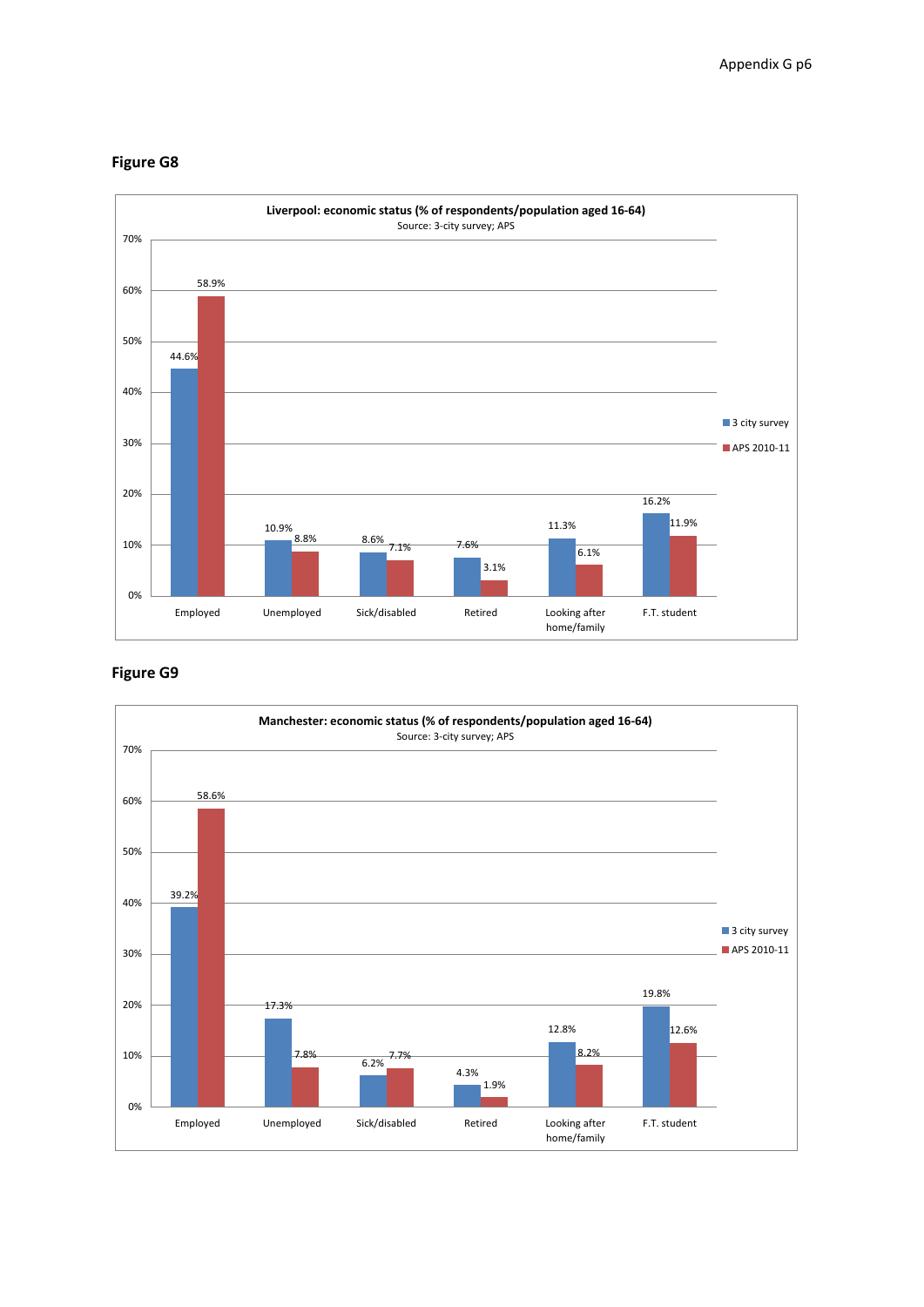**Figure G8**

**Liverpool: economic status (% of respondents/population aged 16-64)**
Source: 3-city survey; APS

| | 3 city survey | APS 2010-11 |
|---|---|---|
| Employed | 44.6% | 58.9% |
| Unemployed | 10.9% | 8.8% |
| Sick/disabled | 8.6% | 7.1% |
| Retired | 7.6% | 3.1% |
| Looking after home/family | 11.3% | 6.1% |
| F.T. student | 16.2% | 11.9% |

**Figure G9**

**Manchester: economic status (% of respondents/population aged 16-64)**
Source: 3-city survey; APS

| | 3 city survey | APS 2010-11 |
|---|---|---|
| Employed | 39.2% | 58.6% |
| Unemployed | 17.3% | 7.8% |
| Sick/disabled | 6.2% | 7.7% |
| Retired | 4.3% | 1.9% |
| Looking after home/family | 12.8% | 8.2% |
| F.T. student | 19.8% | 12.6% |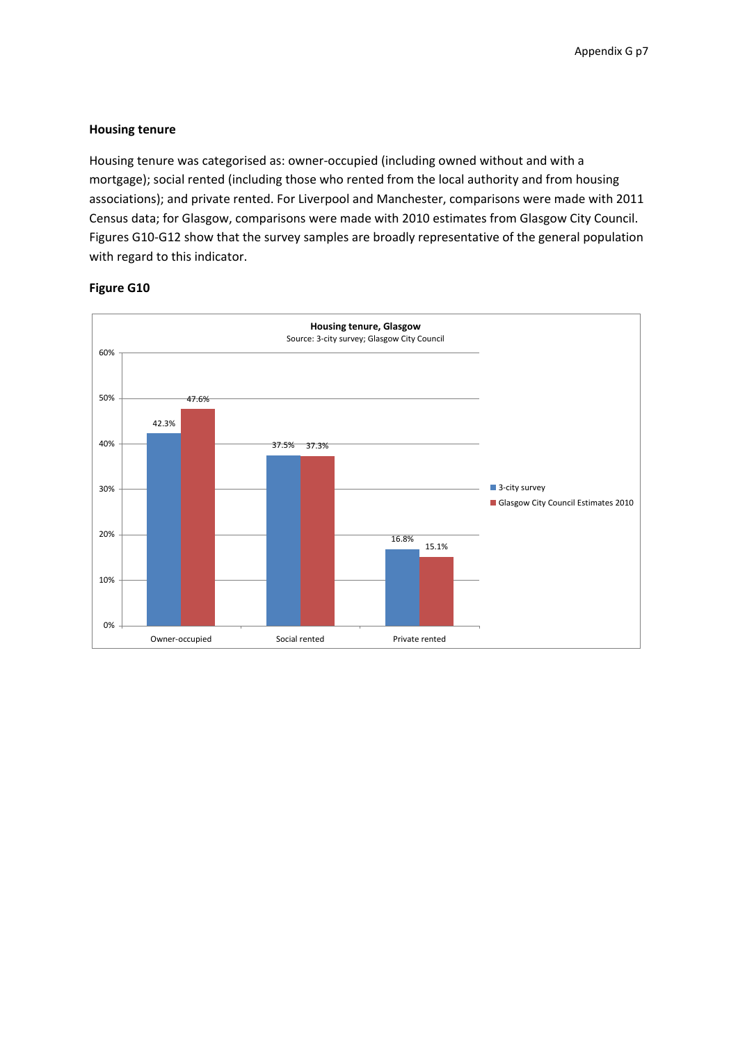**Housing tenure**

Housing tenure was categorised as: owner-occupied (including owned without and with a mortgage); social rented (including those who rented from the local authority and from housing associations); and private rented. For Liverpool and Manchester, comparisons were made with 2011 Census data; for Glasgow, comparisons were made with 2010 estimates from Glasgow City Council. Figures G10-G12 show that the survey samples are broadly representative of the general population with regard to this indicator.

**Figure G10**

**Housing tenure, Glasgow**
Source: 3-city survey; Glasgow City Council

| | 3-city survey | Glasgow City Council Estimates 2010 |
|---|---|---|
| Owner-occupied | 42.3% | 47.6% |
| Social rented | 37.5% | 37.3% |
| Private rented | 16.8% | 15.1% |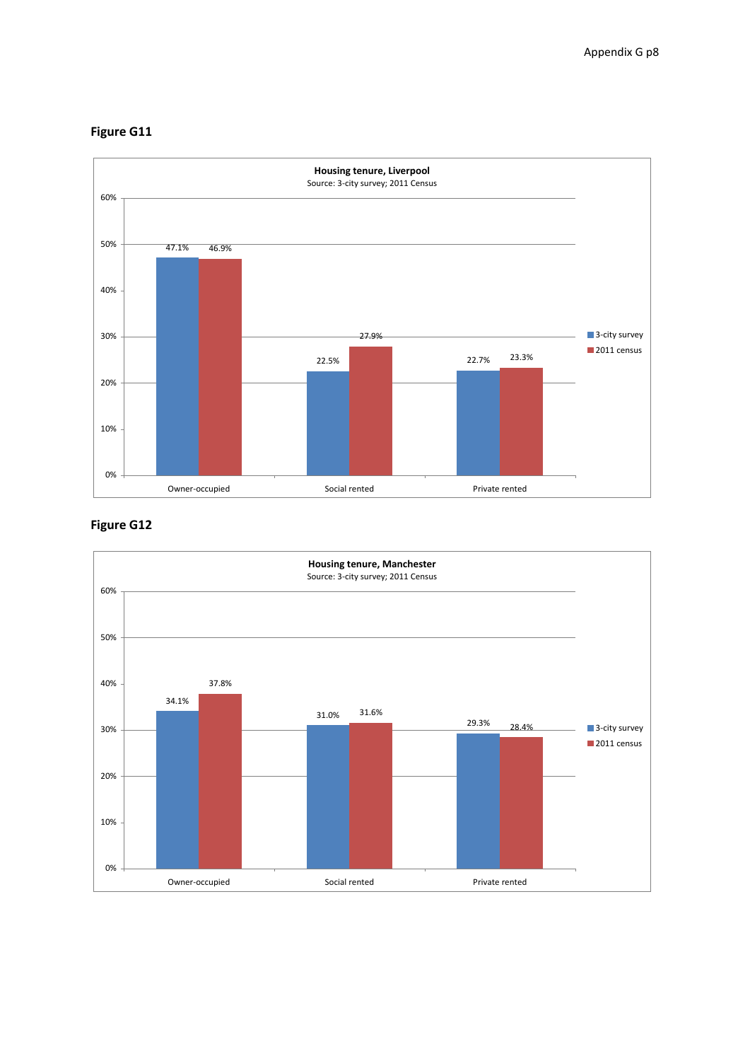**Figure G11**

**Housing tenure, Liverpool**
Source: 3-city survey; 2011 Census

| | 3-city survey | 2011 census |
|---|---|---|
| Owner-occupied | 47.1% | 46.9% |
| Social rented | 22.5% | 27.9% |
| Private rented | 22.7% | 23.3% |

**Figure G12**

**Housing tenure, Manchester**
Source: 3-city survey; 2011 Census

| | 3-city survey | 2011 census |
|---|---|---|
| Owner-occupied | 34.1% | 37.8% |
| Social rented | 31.0% | 31.6% |
| Private rented | 29.3% | 28.4% |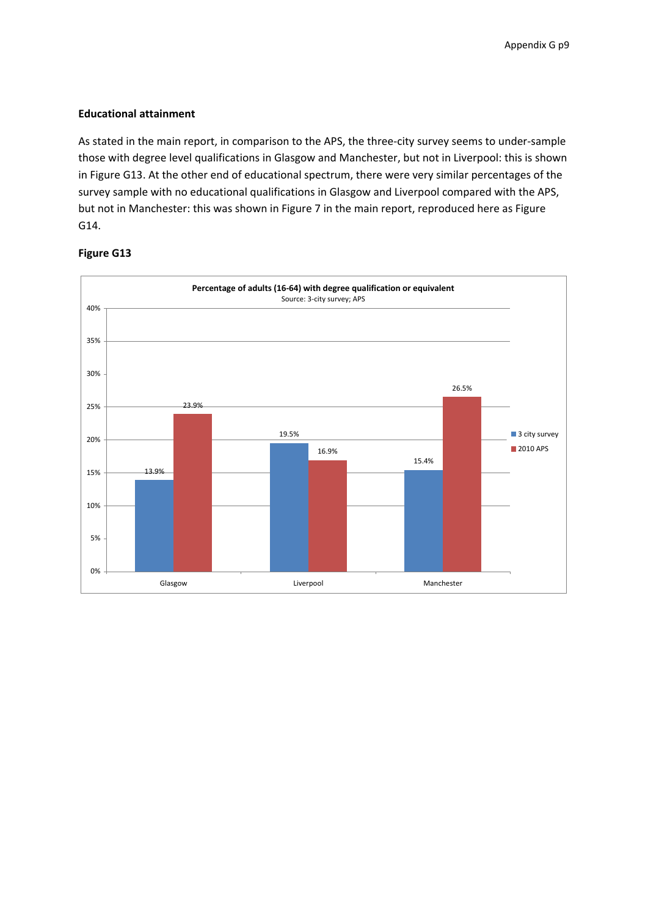## Educational attainment

As stated in the main report, in comparison to the APS, the three-city survey seems to under-sample those with degree level qualifications in Glasgow and Manchester, but not in Liverpool: this is shown in Figure G13. At the other end of educational spectrum, there were very similar percentages of the survey sample with no educational qualifications in Glasgow and Liverpool compared with the APS, but not in Manchester: this was shown in Figure 7 in the main report, reproduced here as Figure G14.

**Figure G13**

**Percentage of adults (16-64) with degree qualification or equivalent**
Source: 3-city survey; APS

| | 3 city survey | 2010 APS |
|---|---|---|
| Glasgow | 13.9% | 23.9% |
| Liverpool | 19.5% | 16.9% |
| Manchester | 15.4% | 26.5% |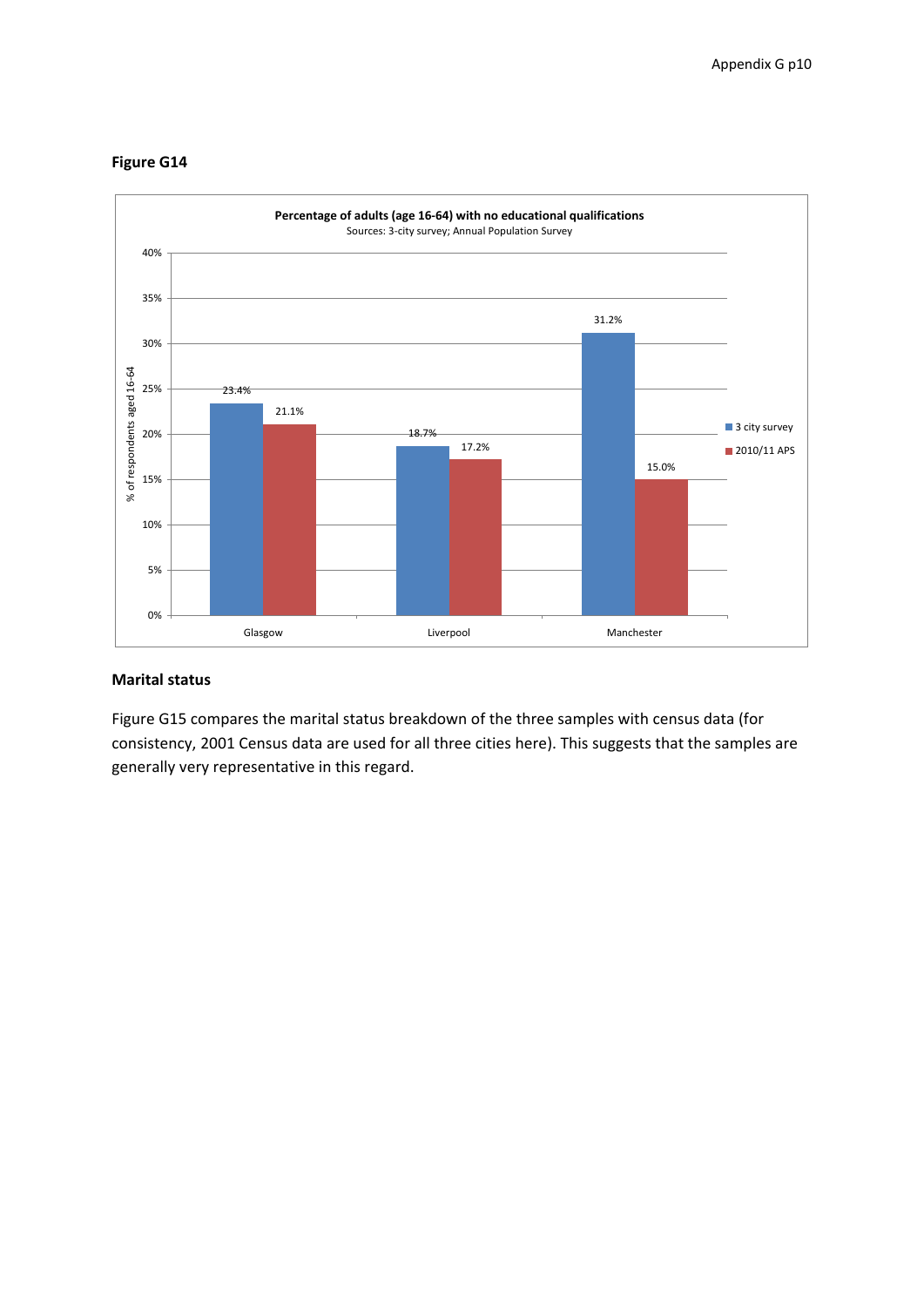**Figure G14**

**Percentage of adults (age 16-64) with no educational qualifications**
Sources: 3-city survey; Annual Population Survey

| | 3 city survey | 2010/11 APS |
|---|---|---|
| Glasgow | 23.4% | 21.1% |
| Liverpool | 18.7% | 17.2% |
| Manchester | 31.2% | 15.0% |

## Marital status

Figure G15 compares the marital status breakdown of the three samples with census data (for consistency, 2001 Census data are used for all three cities here). This suggests that the samples are generally very representative in this regard.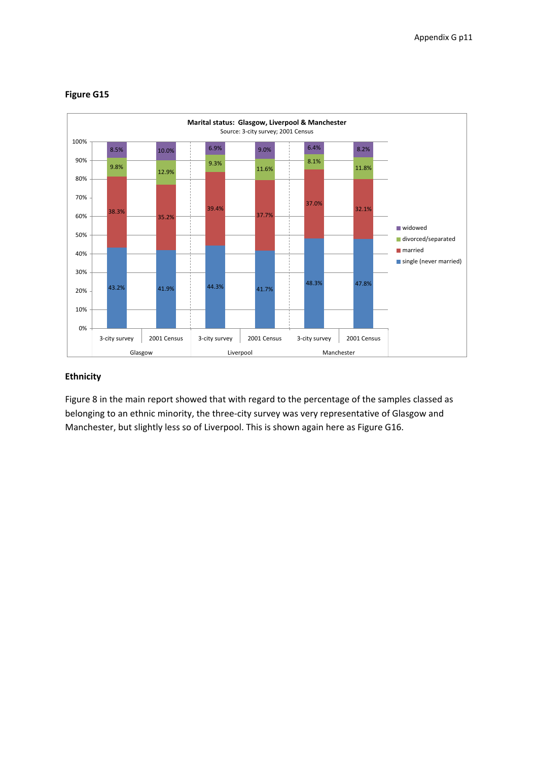**Figure G15**

**Marital status: Glasgow, Liverpool & Manchester**
Source: 3-city survey; 2001 Census

| | Glasgow 3-city survey | Glasgow 2001 Census | Liverpool 3-city survey | Liverpool 2001 Census | Manchester 3-city survey | Manchester 2001 Census |
|---|---|---|---|---|---|---|
| widowed | 8.5% | 10.0% | 6.9% | 9.0% | 6.4% | 8.2% |
| divorced/separated | 9.8% | 12.9% | 9.3% | 11.6% | 8.1% | 11.8% |
| married | 38.3% | 35.2% | 39.4% | 37.7% | 37.0% | 32.1% |
| single (never married) | 43.2% | 41.9% | 44.3% | 41.7% | 48.3% | 47.8% |

## Ethnicity

Figure 8 in the main report showed that with regard to the percentage of the samples classed as belonging to an ethnic minority, the three-city survey was very representative of Glasgow and Manchester, but slightly less so of Liverpool. This is shown again here as Figure G16.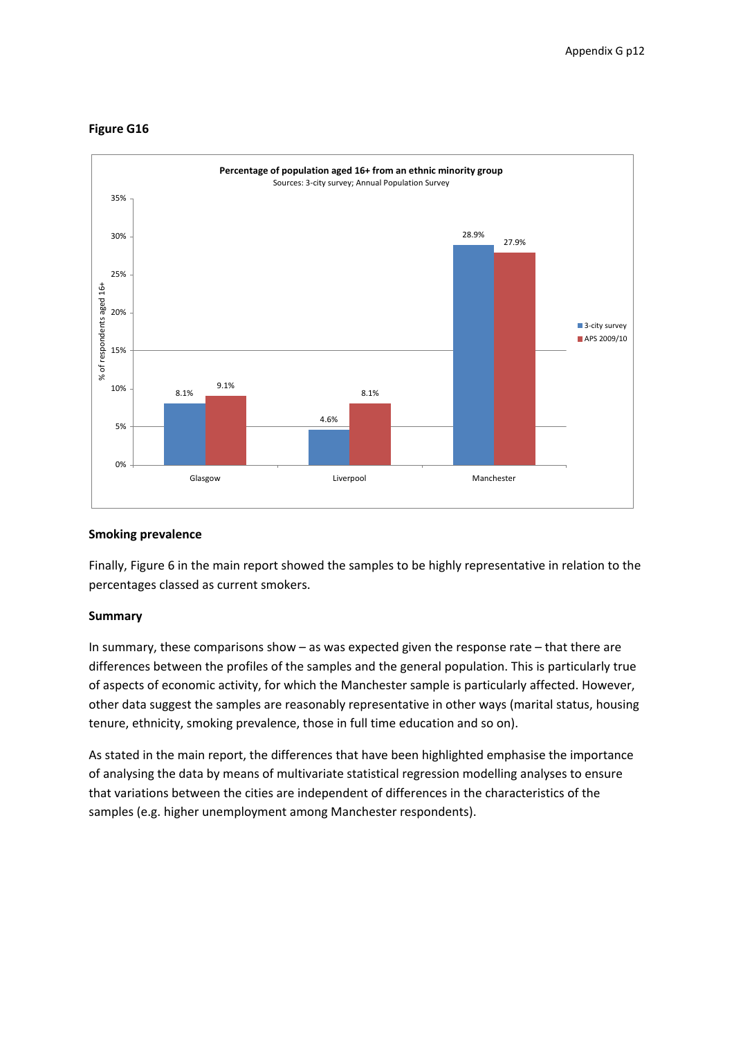**Figure G16**

**Percentage of population aged 16+ from an ethnic minority group**
Sources: 3-city survey; Annual Population Survey

% of respondents aged 16+

35%
30%
25%
20%
15%
10%
5%
0%

Glasgow: 8.1% 9.1%
Liverpool: 4.6% 8.1%
Manchester: 28.9% 27.9%

3-city survey
APS 2009/10

**Smoking prevalence**

Finally, Figure 6 in the main report showed the samples to be highly representative in relation to the percentages classed as current smokers.

**Summary**

In summary, these comparisons show – as was expected given the response rate – that there are differences between the profiles of the samples and the general population. This is particularly true of aspects of economic activity, for which the Manchester sample is particularly affected. However, other data suggest the samples are reasonably representative in other ways (marital status, housing tenure, ethnicity, smoking prevalence, those in full time education and so on).

As stated in the main report, the differences that have been highlighted emphasise the importance of analysing the data by means of multivariate statistical regression modelling analyses to ensure that variations between the cities are independent of differences in the characteristics of the samples (e.g. higher unemployment among Manchester respondents).